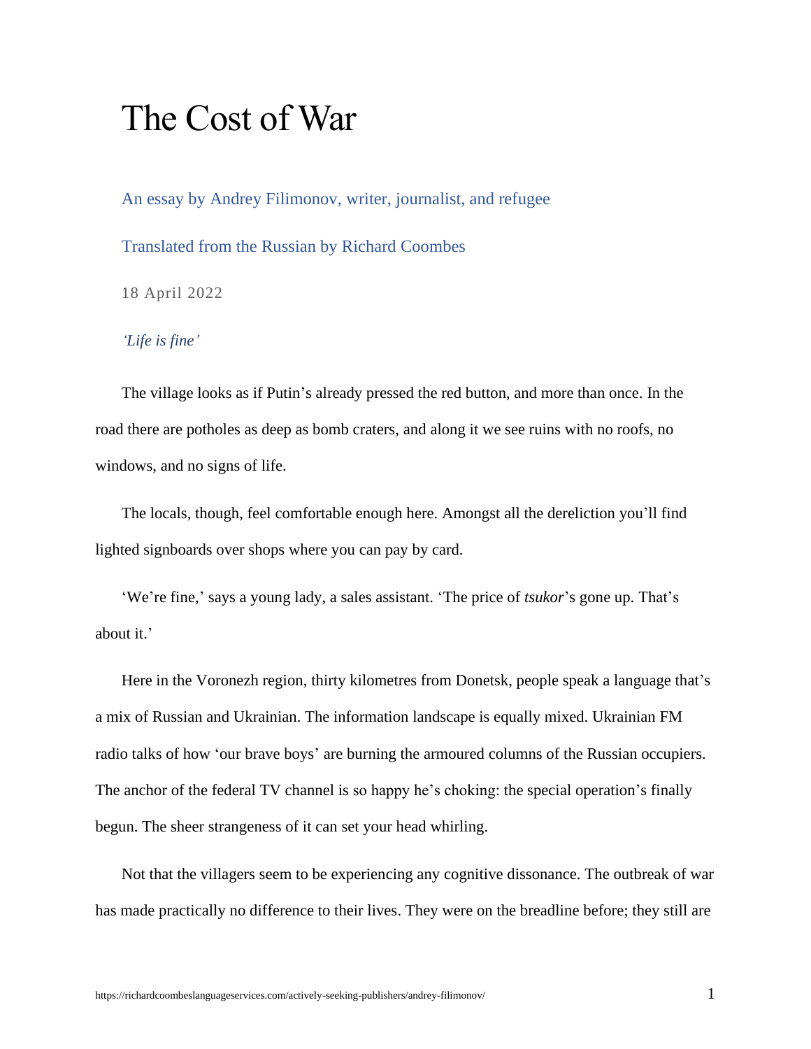# The Cost of War

An essay by Andrey Filimonov, writer, journalist, and refugee

Translated from the Russian by Richard Coombes

18 April 2022

*'Life is fine'*

The village looks as if Putin's already pressed the red button, and more than once. In the road there are potholes as deep as bomb craters, and along it we see ruins with no roofs, no windows, and no signs of life.

The locals, though, feel comfortable enough here. Amongst all the dereliction you'll find lighted signboards over shops where you can pay by card.

'We're fine,' says a young lady, a sales assistant. 'The price of *tsukor*'s gone up. That's about it.'

Here in the Voronezh region, thirty kilometres from Donetsk, people speak a language that's a mix of Russian and Ukrainian. The information landscape is equally mixed. Ukrainian FM radio talks of how 'our brave boys' are burning the armoured columns of the Russian occupiers. The anchor of the federal TV channel is so happy he's choking: the special operation's finally begun. The sheer strangeness of it can set your head whirling.

Not that the villagers seem to be experiencing any cognitive dissonance. The outbreak of war has made practically no difference to their lives. They were on the breadline before; they still are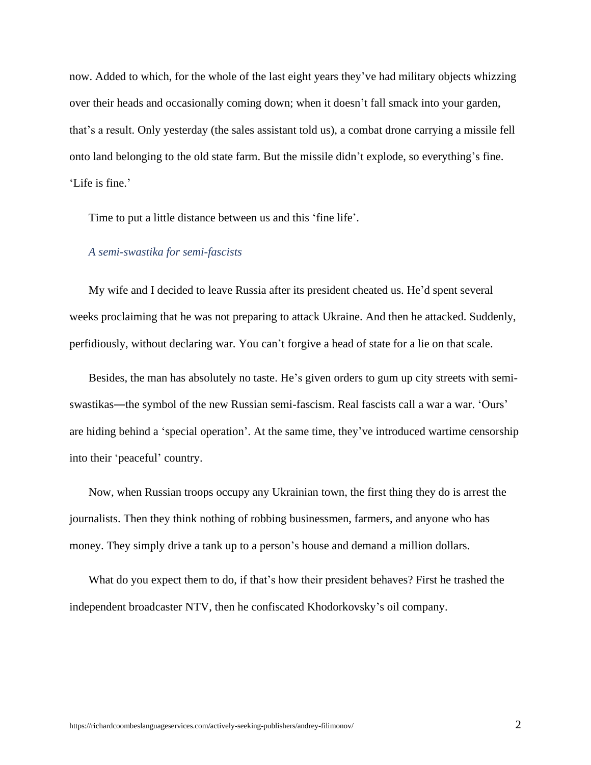now. Added to which, for the whole of the last eight years they've had military objects whizzing over their heads and occasionally coming down; when it doesn't fall smack into your garden, that's a result. Only yesterday (the sales assistant told us), a combat drone carrying a missile fell onto land belonging to the old state farm. But the missile didn't explode, so everything's fine. 'Life is fine.'

Time to put a little distance between us and this 'fine life'.

### *A semi-swastika for semi-fascists*

My wife and I decided to leave Russia after its president cheated us. He'd spent several weeks proclaiming that he was not preparing to attack Ukraine. And then he attacked. Suddenly, perfidiously, without declaring war. You can't forgive a head of state for a lie on that scale.

Besides, the man has absolutely no taste. He's given orders to gum up city streets with semi-swastikas—the symbol of the new Russian semi-fascism. Real fascists call a war a war. 'Ours' are hiding behind a 'special operation'. At the same time, they've introduced wartime censorship into their 'peaceful' country.

Now, when Russian troops occupy any Ukrainian town, the first thing they do is arrest the journalists. Then they think nothing of robbing businessmen, farmers, and anyone who has money. They simply drive a tank up to a person's house and demand a million dollars.

What do you expect them to do, if that's how their president behaves? First he trashed the independent broadcaster NTV, then he confiscated Khodorkovsky's oil company.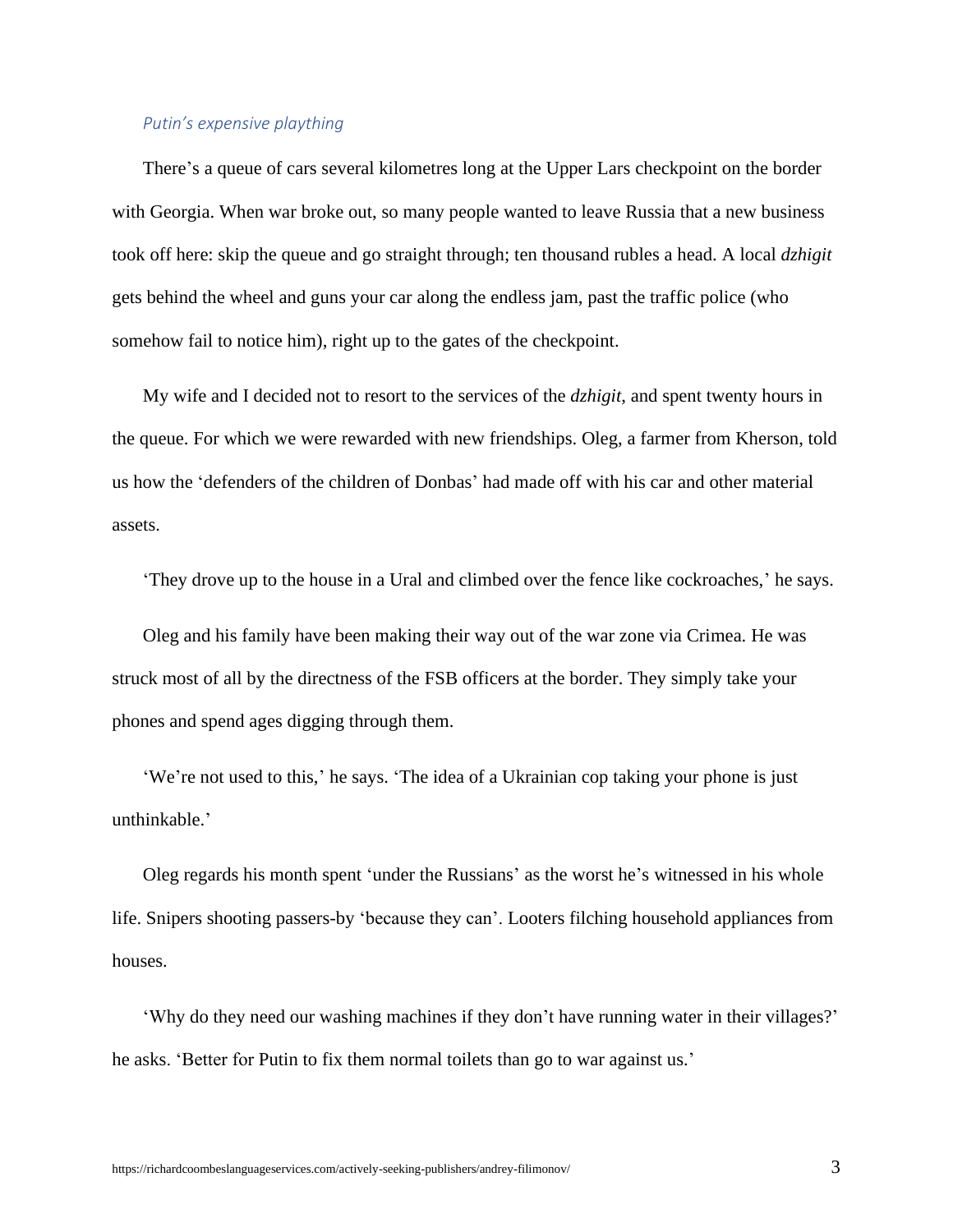*Putin's expensive plaything*

There's a queue of cars several kilometres long at the Upper Lars checkpoint on the border with Georgia. When war broke out, so many people wanted to leave Russia that a new business took off here: skip the queue and go straight through; ten thousand rubles a head. A local *dzhigit* gets behind the wheel and guns your car along the endless jam, past the traffic police (who somehow fail to notice him), right up to the gates of the checkpoint.

My wife and I decided not to resort to the services of the *dzhigit*, and spent twenty hours in the queue. For which we were rewarded with new friendships. Oleg, a farmer from Kherson, told us how the 'defenders of the children of Donbas' had made off with his car and other material assets.

'They drove up to the house in a Ural and climbed over the fence like cockroaches,' he says.

Oleg and his family have been making their way out of the war zone via Crimea. He was struck most of all by the directness of the FSB officers at the border. They simply take your phones and spend ages digging through them.

'We're not used to this,' he says. 'The idea of a Ukrainian cop taking your phone is just unthinkable.'

Oleg regards his month spent 'under the Russians' as the worst he's witnessed in his whole life. Snipers shooting passers-by 'because they can'. Looters filching household appliances from houses.

'Why do they need our washing machines if they don't have running water in their villages?' he asks. 'Better for Putin to fix them normal toilets than go to war against us.'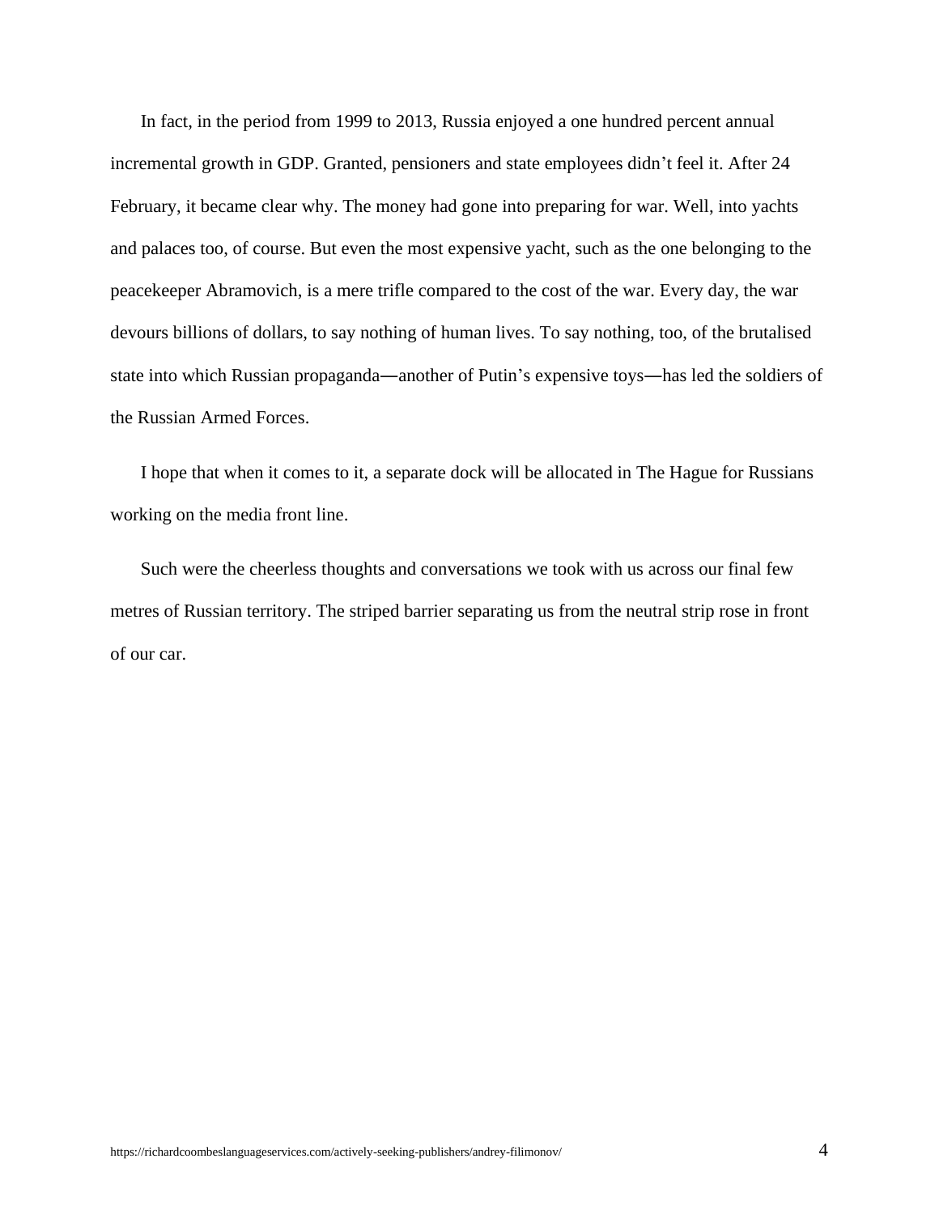In fact, in the period from 1999 to 2013, Russia enjoyed a one hundred percent annual incremental growth in GDP. Granted, pensioners and state employees didn't feel it. After 24 February, it became clear why. The money had gone into preparing for war. Well, into yachts and palaces too, of course. But even the most expensive yacht, such as the one belonging to the peacekeeper Abramovich, is a mere trifle compared to the cost of the war. Every day, the war devours billions of dollars, to say nothing of human lives. To say nothing, too, of the brutalised state into which Russian propaganda—another of Putin's expensive toys—has led the soldiers of the Russian Armed Forces.

I hope that when it comes to it, a separate dock will be allocated in The Hague for Russians working on the media front line.

Such were the cheerless thoughts and conversations we took with us across our final few metres of Russian territory. The striped barrier separating us from the neutral strip rose in front of our car.